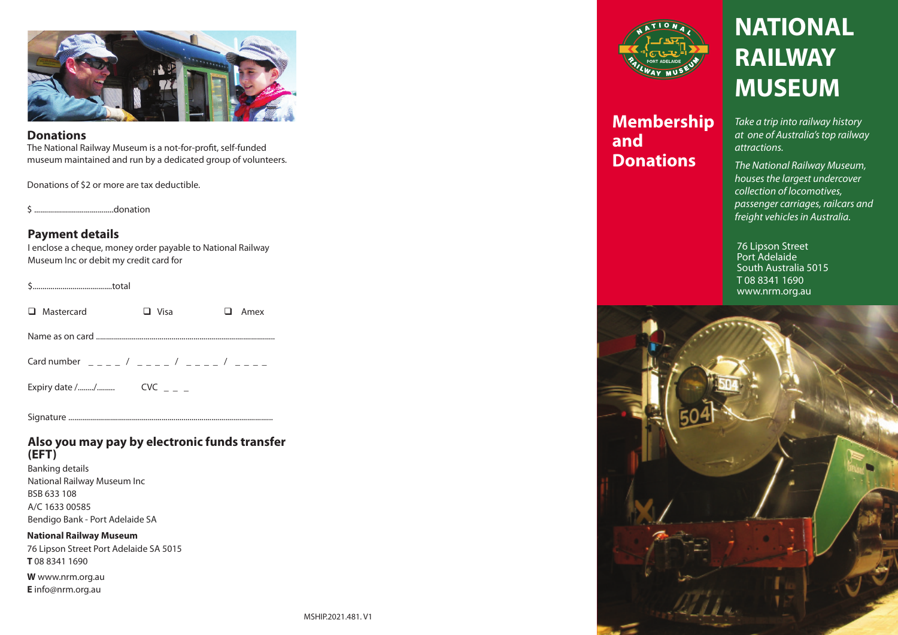## Donations

The National Railway Museum is a not-for-profit, self-funded museum maintained and run by a dedicated group of volunteers.

Donations of $2 or more are tax deductible.

$ .......................................donation

## Payment details

I enclose a cheque, money order payable to National Railway Museum Inc or debit my credit card for

$.......................................total

❑ Mastercard ❑ Visa ❑ Amex

Name as on card ..........................................................................................

Card number _ _ _ _ / _ _ _ _ / _ _ _ _ / _ _ _ _

Expiry date /......../......... CVC _ _ _

Signature ......................................................................................................

## Also you may pay by electronic funds transfer (EFT)

Banking details
National Railway Museum Inc
BSB 633 108
A/C 1633 00585
Bendigo Bank - Port Adelaide SA

**National Railway Museum**
76 Lipson Street Port Adelaide SA 5015
**T** 08 8341 1690

**W** www.nrm.org.au
**E** info@nrm.org.au

MSHIP.2021.481. V1

NATIONAL RAILWAY MUSEUM PORT ADELAIDE

## Membership and Donations

# NATIONAL RAILWAY MUSEUM

*Take a trip into railway history at one of Australia's top railway attractions.*

*The National Railway Museum, houses the largest undercover collection of locomotives, passenger carriages, railcars and freight vehicles in Australia.*

76 Lipson Street
Port Adelaide
South Australia 5015
T 08 8341 1690
www.nrm.org.au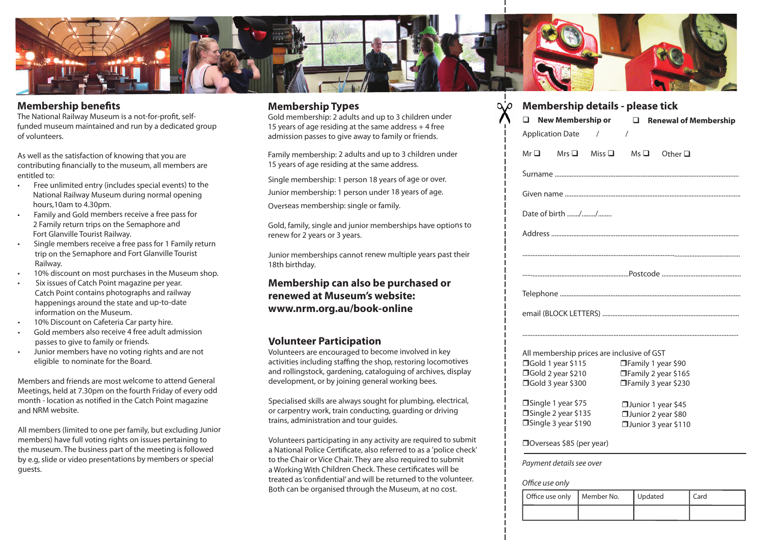## Membership benefits

The National Railway Museum is a not-for-profit, self-funded museum maintained and run by a dedicated group of volunteers.

As well as the satisfaction of knowing that you are contributing financially to the museum, all members are entitled to:

- Free unlimited entry (includes special events) to the National Railway Museum during normal opening hours,10am to 4.30pm.
- Family and Gold members receive a free pass for 2 Family return trips on the Semaphore and Fort Glanville Tourist Railway.
- Single members receive a free pass for 1 Family return trip on the Semaphore and Fort Glanville Tourist Railway.
- 10% discount on most purchases in the Museum shop.
- Six issues of Catch Point magazine per year. Catch Point contains photographs and railway happenings around the state and up-to-date information on the Museum.
- 10% Discount on Cafeteria Car party hire.
- Gold members also receive 4 free adult admission passes to give to family or friends.
- Junior members have no voting rights and are not eligible to nominate for the Board.

Members and friends are most welcome to attend General Meetings, held at 7.30pm on the fourth Friday of every odd month - location as notified in the Catch Point magazine and NRM website.

All members (limited to one per family, but excluding Junior members) have full voting rights on issues pertaining to the museum. The business part of the meeting is followed by e.g, slide or video presentations by members or special guests.

## Membership Types

Gold membership: 2 adults and up to 3 children under 15 years of age residing at the same address + 4 free admission passes to give away to family or friends.

Family membership: 2 adults and up to 3 children under 15 years of age residing at the same address.

Single membership: 1 person 18 years of age or over.

Junior membership: 1 person under 18 years of age.

Overseas membership: single or family.

Gold, family, single and junior memberships have options to renew for 2 years or 3 years.

Junior memberships cannot renew multiple years past their 18th birthday.

### Membership can also be purchased or renewed at Museum's website: www.nrm.org.au/book-online

## Volunteer Participation

Volunteers are encouraged to become involved in key activities including staffing the shop, restoring locomotives and rollingstock, gardening, cataloguing of archives, display development, or by joining general working bees.

Specialised skills are always sought for plumbing, electrical, or carpentry work, train conducting, guarding or driving trains, administration and tour guides.

Volunteers participating in any activity are required to submit a National Police Certificate, also referred to as a 'police check' to the Chair or Vice Chair. They are also required to submit a Working With Children Check. These certificates will be treated as 'confidential' and will be returned to the volunteer. Both can be organised through the Museum, at no cost.

## Membership details - please tick

❑ **New Membership or** ❑ **Renewal of Membership**

Application Date / /

Mr ❑ Mrs ❑ Miss ❑ Ms ❑ Other ❑

Surname ..........................................................................................................

Given name ......................................................................................................

Date of birth ......./......../........

Address ..........................................................................................................

.........................................................................................................................

........................................................Postcode ...............................................

Telephone ........................................................................................................

email (BLOCK LETTERS) ....................................................................................

.........................................................................................................................

All membership prices are inclusive of GST

❑Gold 1 year $115 ❑Family 1 year $90
❑Gold 2 year $210 ❑Family 2 year $165
❑Gold 3 year $300 ❑Family 3 year $230

❑Single 1 year $75 ❑Junior 1 year $45
❑Single 2 year $135 ❑Junior 2 year $80
❑Single 3 year $190 ❑Junior 3 year $110

❑Overseas $85 (per year)

*Payment details see over*

*Office use only*

| Office use only | Member No. | Updated | Card |
|---|---|---|---|
| | | | |